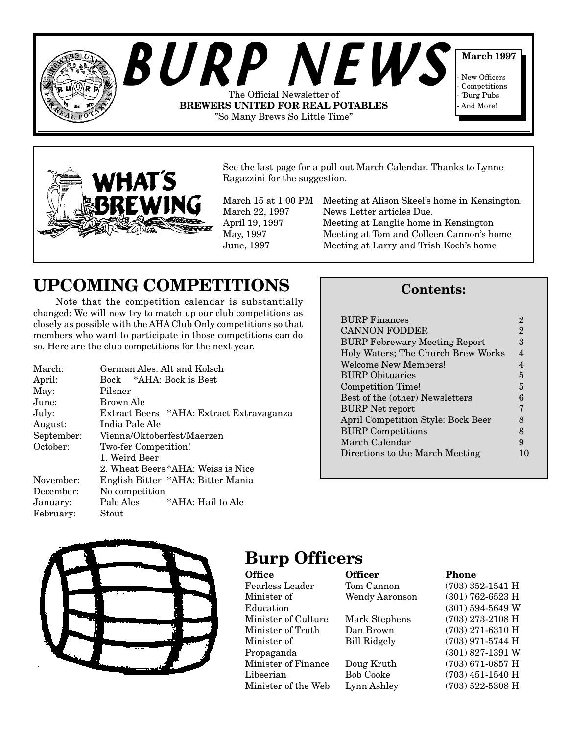# BURP NEWS

The Official Newsletter of
**BREWERS UNITED FOR REAL POTABLES**
"So Many Brews So Little Time"

**March 1997**

- New Officers
- Competitions
- 'Burg Pubs
- And More!

## WHAT'S BREWING

See the last page for a pull out March Calendar. Thanks to Lynne Ragazzini for the suggestion.

| | |
|---|---|
| March 15 at 1:00 PM | Meeting at Alison Skeel's home in Kensington. |
| March 22, 1997 | News Letter articles Due. |
| April 19, 1997 | Meeting at Langlie home in Kensington |
| May, 1997 | Meeting at Tom and Colleen Cannon's home |
| June, 1997 | Meeting at Larry and Trish Koch's home |

## UPCOMING COMPETITIONS

Note that the competition calendar is substantially changed: We will now try to match up our club competitions as closely as possible with the AHA Club Only competitions so that members who want to participate in those competitions can do so. Here are the club competitions for the next year.

| | |
|---|---|
| March: | German Ales: Alt and Kolsch |
| April: | Bock *AHA: Bock is Best |
| May: | Pilsner |
| June: | Brown Ale |
| July: | Extract Beers *AHA: Extract Extravaganza |
| August: | India Pale Ale |
| September: | Vienna/Oktoberfest/Maerzen |
| October: | Two-fer Competition! 1. Weird Beer 2. Wheat Beers *AHA: Weiss is Nice |
| November: | English Bitter *AHA: Bitter Mania |
| December: | No competition |
| January: | Pale Ales *AHA: Hail to Ale |
| February: | Stout |

## Contents:

| | |
|---|---|
| BURP Finances | 2 |
| CANNON FODDER | 2 |
| BURP Febrewary Meeting Report | 3 |
| Holy Waters; The Church Brew Works | 4 |
| Welcome New Members! | 4 |
| BURP Obituaries | 5 |
| Competition Time! | 5 |
| Best of the (other) Newsletters | 6 |
| BURP Net report | 7 |
| April Competition Style: Bock Beer | 8 |
| BURP Competitions | 8 |
| March Calendar | 9 |
| Directions to the March Meeting | 10 |

## Burp Officers

| Office | Officer | Phone |
|---|---|---|
| Fearless Leader | Tom Cannon | (703) 352-1541 H |
| Minister of Education | Wendy Aaronson | (301) 762-6523 H (301) 594-5649 W |
| Minister of Culture | Mark Stephens | (703) 273-2108 H |
| Minister of Truth | Dan Brown | (703) 271-6310 H |
| Minister of Propaganda | Bill Ridgely | (703) 971-5744 H (301) 827-1391 W |
| Minister of Finance | Doug Kruth | (703) 671-0857 H |
| Libeerian | Bob Cooke | (703) 451-1540 H |
| Minister of the Web | Lynn Ashley | (703) 522-5308 H |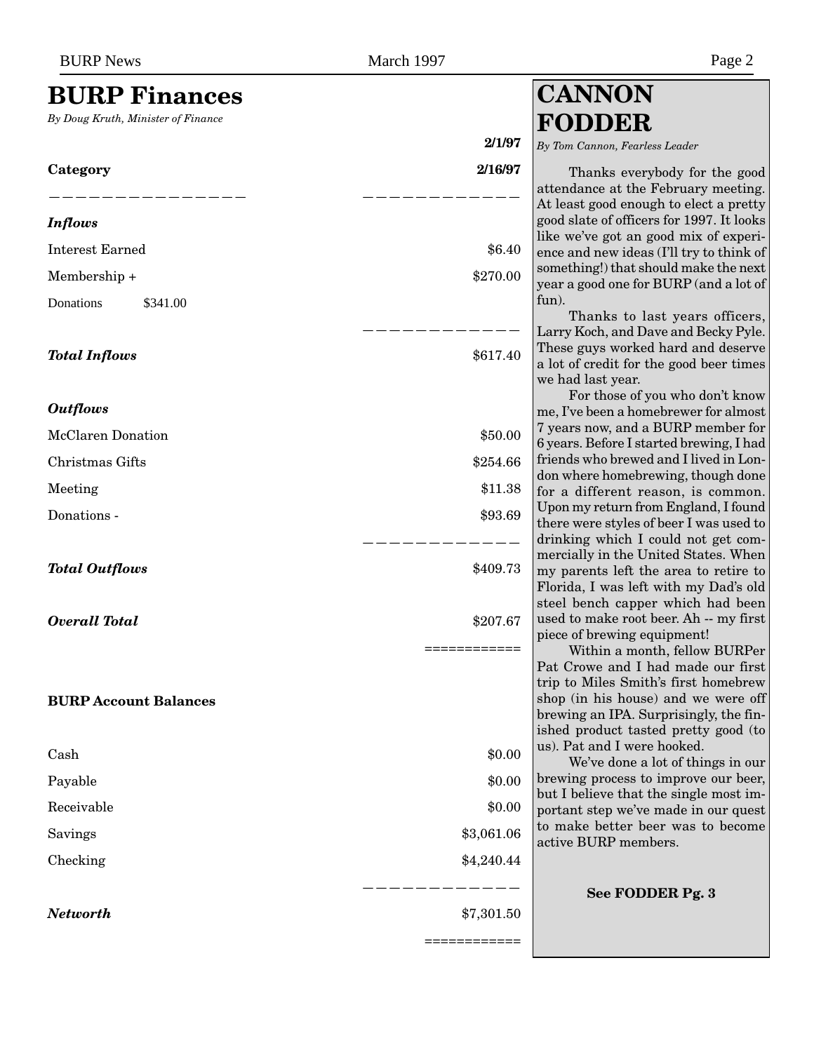# BURP Finances

*By Doug Kruth, Minister of Finance*

| Category | 2/1/97<br>2/16/97 |
|---|---|
| ***Inflows*** | |
| Interest Earned | $6.40 |
| Membership + Donations | $270.00 |
| Donations | $341.00 |
| ***Total Inflows*** | $617.40 |
| ***Outflows*** | |
| McClaren Donation | $50.00 |
| Christmas Gifts | $254.66 |
| Meeting | $11.38 |
| Donations - | $93.69 |
| ***Total Outflows*** | $409.73 |
| ***Overall Total*** | $207.67 |

**BURP Account Balances**

| | |
|---|---|
| Cash | $0.00 |
| Payable | $0.00 |
| Receivable | $0.00 |
| Savings | $3,061.06 |
| Checking | $4,240.44 |
| ***Networth*** | $7,301.50 |

# CANNON FODDER

*By Tom Cannon, Fearless Leader*

Thanks everybody for the good attendance at the February meeting. At least good enough to elect a pretty good slate of officers for 1997. It looks like we've got an good mix of experience and new ideas (I'll try to think of something!) that should make the next year a good one for BURP (and a lot of fun).

Thanks to last years officers, Larry Koch, and Dave and Becky Pyle. These guys worked hard and deserve a lot of credit for the good beer times we had last year.

For those of you who don't know me, I've been a homebrewer for almost 7 years now, and a BURP member for 6 years. Before I started brewing, I had friends who brewed and I lived in London where homebrewing, though done for a different reason, is common. Upon my return from England, I found there were styles of beer I was used to drinking which I could not get commercially in the United States. When my parents left the area to retire to Florida, I was left with my Dad's old steel bench capper which had been used to make root beer. Ah -- my first piece of brewing equipment!

Within a month, fellow BURPer Pat Crowe and I had made our first trip to Miles Smith's first homebrew shop (in his house) and we were off brewing an IPA. Surprisingly, the finished product tasted pretty good (to us). Pat and I were hooked.

We've done a lot of things in our brewing process to improve our beer, but I believe that the single most important step we've made in our quest to make better beer was to become active BURP members.

**See FODDER Pg. 3**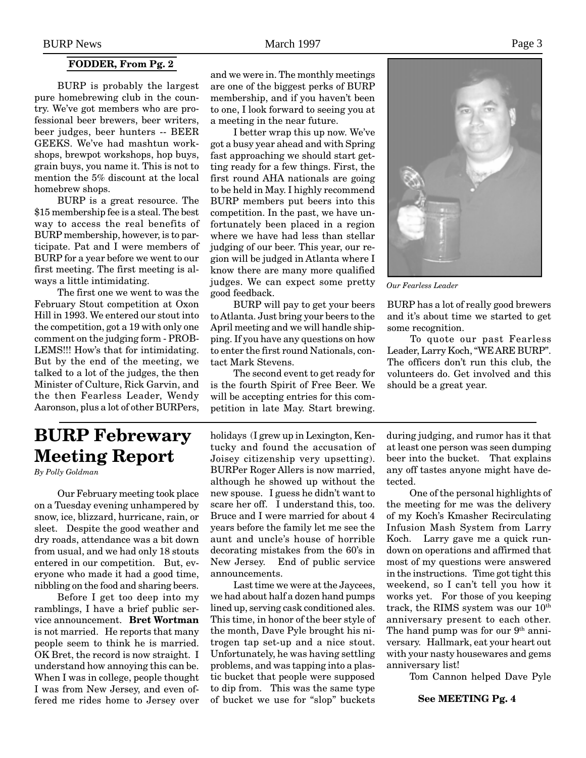**FODDER, From Pg. 2**

BURP is probably the largest pure homebrewing club in the country. We've got members who are professional beer brewers, beer writers, beer judges, beer hunters -- BEER GEEKS. We've had mashtun workshops, brewpot workshops, hop buys, grain buys, you name it. This is not to mention the 5% discount at the local homebrew shops.

BURP is a great resource. The $15 membership fee is a steal. The best way to access the real benefits of BURP membership, however, is to participate. Pat and I were members of BURP for a year before we went to our first meeting. The first meeting is always a little intimidating.

The first one we went to was the February Stout competition at Oxon Hill in 1993. We entered our stout into the competition, got a 19 with only one comment on the judging form - PROBLEMS!!! How's that for intimidating. But by the end of the meeting, we talked to a lot of the judges, the then Minister of Culture, Rick Garvin, and the then Fearless Leader, Wendy Aaronson, plus a lot of other BURPers, and we were in. The monthly meetings are one of the biggest perks of BURP membership, and if you haven't been to one, I look forward to seeing you at a meeting in the near future.

I better wrap this up now. We've got a busy year ahead and with Spring fast approaching we should start getting ready for a few things. First, the first round AHA nationals are going to be held in May. I highly recommend BURP members put beers into this competition. In the past, we have unfortunately been placed in a region where we have had less than stellar judging of our beer. This year, our region will be judged in Atlanta where I know there are many more qualified judges. We can expect some pretty good feedback.

BURP will pay to get your beers to Atlanta. Just bring your beers to the April meeting and we will handle shipping. If you have any questions on how to enter the first round Nationals, contact Mark Stevens.

The second event to get ready for is the fourth Spirit of Free Beer. We will be accepting entries for this competition in late May. Start brewing.

*Our Fearless Leader*

BURP has a lot of really good brewers and it's about time we started to get some recognition.

To quote our past Fearless Leader, Larry Koch, "WE ARE BURP". The officers don't run this club, the volunteers do. Get involved and this should be a great year.

# BURP Febrewary Meeting Report

*By Polly Goldman*

Our February meeting took place on a Tuesday evening unhampered by snow, ice, blizzard, hurricane, rain, or sleet. Despite the good weather and dry roads, attendance was a bit down from usual, and we had only 18 stouts entered in our competition. But, everyone who made it had a good time, nibbling on the food and sharing beers.

Before I get too deep into my ramblings, I have a brief public service announcement. **Bret Wortman** is not married. He reports that many people seem to think he is married. OK Bret, the record is now straight. I understand how annoying this can be. When I was in college, people thought I was from New Jersey, and even offered me rides home to Jersey over holidays (I grew up in Lexington, Kentucky and found the accusation of Joisey citizenship very upsetting). BURPer Roger Allers is now married, although he showed up without the new spouse. I guess he didn't want to scare her off. I understand this, too. Bruce and I were married for about 4 years before the family let me see the aunt and uncle's house of horrible decorating mistakes from the 60's in New Jersey. End of public service announcements.

Last time we were at the Jaycees, we had about half a dozen hand pumps lined up, serving cask conditioned ales. This time, in honor of the beer style of the month, Dave Pyle brought his nitrogen tap set-up and a nice stout. Unfortunately, he was having settling problems, and was tapping into a plastic bucket that people were supposed to dip from. This was the same type of bucket we use for "slop" buckets during judging, and rumor has it that at least one person was seen dumping beer into the bucket. That explains any off tastes anyone might have detected.

One of the personal highlights of the meeting for me was the delivery of my Koch's Kmasher Recirculating Infusion Mash System from Larry Koch. Larry gave me a quick rundown on operations and affirmed that most of my questions were answered in the instructions. Time got tight this weekend, so I can't tell you how it works yet. For those of you keeping track, the RIMS system was our 10th anniversary present to each other. The hand pump was for our 9th anniversary. Hallmark, eat your heart out with your nasty housewares and gems anniversary list!

Tom Cannon helped Dave Pyle

**See MEETING Pg. 4**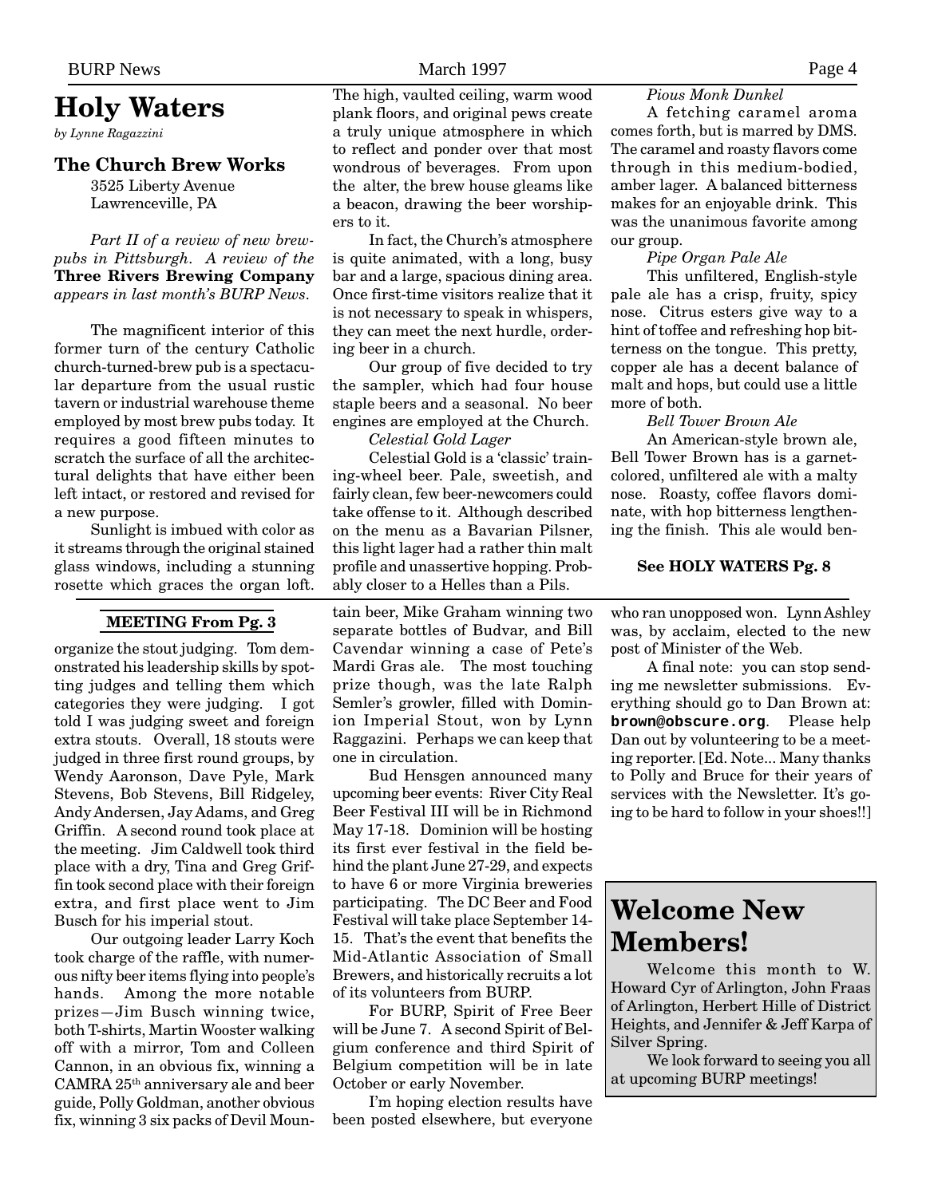# Holy Waters

*by Lynne Ragazzini*

### The Church Brew Works

3525 Liberty Avenue
Lawrenceville, PA

*Part II of a review of new brewpubs in Pittsburgh. A review of the* **Three Rivers Brewing Company** *appears in last month's BURP News.*

The magnificent interior of this former turn of the century Catholic church-turned-brew pub is a spectacular departure from the usual rustic tavern or industrial warehouse theme employed by most brew pubs today. It requires a good fifteen minutes to scratch the surface of all the architectural delights that have either been left intact, or restored and revised for a new purpose.

Sunlight is imbued with color as it streams through the original stained glass windows, including a stunning rosette which graces the organ loft. The high, vaulted ceiling, warm wood plank floors, and original pews create a truly unique atmosphere in which to reflect and ponder over that most wondrous of beverages. From upon the alter, the brew house gleams like a beacon, drawing the beer worshipers to it.

In fact, the Church's atmosphere is quite animated, with a long, busy bar and a large, spacious dining area. Once first-time visitors realize that it is not necessary to speak in whispers, they can meet the next hurdle, ordering beer in a church.

Our group of five decided to try the sampler, which had four house staple beers and a seasonal. No beer engines are employed at the Church.

*Celestial Gold Lager*

Celestial Gold is a 'classic' training-wheel beer. Pale, sweetish, and fairly clean, few beer-newcomers could take offense to it. Although described on the menu as a Bavarian Pilsner, this light lager had a rather thin malt profile and unassertive hopping. Probably closer to a Helles than a Pils.

*Pious Monk Dunkel*

A fetching caramel aroma comes forth, but is marred by DMS. The caramel and roasty flavors come through in this medium-bodied, amber lager. A balanced bitterness makes for an enjoyable drink. This was the unanimous favorite among our group.

*Pipe Organ Pale Ale*

This unfiltered, English-style pale ale has a crisp, fruity, spicy nose. Citrus esters give way to a hint of toffee and refreshing hop bitterness on the tongue. This pretty, copper ale has a decent balance of malt and hops, but could use a little more of both.

*Bell Tower Brown Ale*

An American-style brown ale, Bell Tower Brown has is a garnet-colored, unfiltered ale with a malty nose. Roasty, coffee flavors dominate, with hop bitterness lengthening the finish. This ale would ben-

**See HOLY WATERS Pg. 8**

---

**MEETING From Pg. 3**

organize the stout judging. Tom demonstrated his leadership skills by spotting judges and telling them which categories they were judging. I got told I was judging sweet and foreign extra stouts. Overall, 18 stouts were judged in three first round groups, by Wendy Aaronson, Dave Pyle, Mark Stevens, Bob Stevens, Bill Ridgeley, Andy Andersen, Jay Adams, and Greg Griffin. A second round took place at the meeting. Jim Caldwell took third place with a dry, Tina and Greg Griffin took second place with their foreign extra, and first place went to Jim Busch for his imperial stout.

Our outgoing leader Larry Koch took charge of the raffle, with numerous nifty beer items flying into people's hands. Among the more notable prizes—Jim Busch winning twice, both T-shirts, Martin Wooster walking off with a mirror, Tom and Colleen Cannon, in an obvious fix, winning a CAMRA 25th anniversary ale and beer guide, Polly Goldman, another obvious fix, winning 3 six packs of Devil Mountain beer, Mike Graham winning two separate bottles of Budvar, and Bill Cavendar winning a case of Pete's Mardi Gras ale. The most touching prize though, was the late Ralph Semler's growler, filled with Dominion Imperial Stout, won by Lynn Raggazini. Perhaps we can keep that one in circulation.

Bud Hensgen announced many upcoming beer events: River City Real Beer Festival III will be in Richmond May 17-18. Dominion will be hosting its first ever festival in the field behind the plant June 27-29, and expects to have 6 or more Virginia breweries participating. The DC Beer and Food Festival will take place September 14-15. That's the event that benefits the Mid-Atlantic Association of Small Brewers, and historically recruits a lot of its volunteers from BURP.

For BURP, Spirit of Free Beer will be June 7. A second Spirit of Belgium conference and third Spirit of Belgium competition will be in late October or early November.

I'm hoping election results have been posted elsewhere, but everyone who ran unopposed won. Lynn Ashley was, by acclaim, elected to the new post of Minister of the Web.

A final note: you can stop sending me newsletter submissions. Everything should go to Dan Brown at: **brown@obscure.org**. Please help Dan out by volunteering to be a meeting reporter. [Ed. Note... Many thanks to Polly and Bruce for their years of services with the Newsletter. It's going to be hard to follow in your shoes!!]

# Welcome New Members!

Welcome this month to W. Howard Cyr of Arlington, John Fraas of Arlington, Herbert Hille of District Heights, and Jennifer & Jeff Karpa of Silver Spring.

We look forward to seeing you all at upcoming BURP meetings!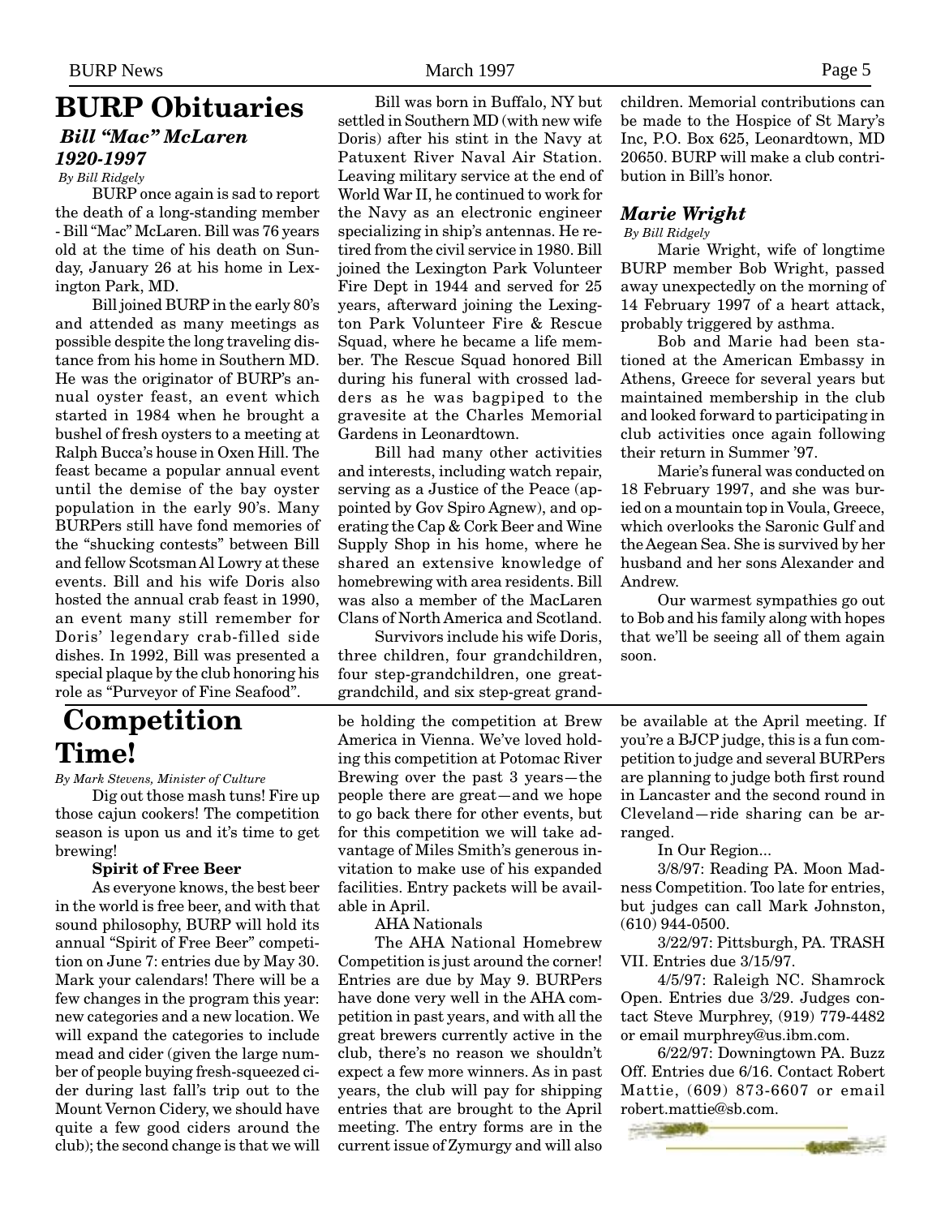# BURP Obituaries

## *Bill "Mac" McLaren 1920-1997*

*By Bill Ridgely*

BURP once again is sad to report the death of a long-standing member - Bill "Mac" McLaren. Bill was 76 years old at the time of his death on Sunday, January 26 at his home in Lexington Park, MD.

Bill joined BURP in the early 80's and attended as many meetings as possible despite the long traveling distance from his home in Southern MD. He was the originator of BURP's annual oyster feast, an event which started in 1984 when he brought a bushel of fresh oysters to a meeting at Ralph Bucca's house in Oxen Hill. The feast became a popular annual event until the demise of the bay oyster population in the early 90's. Many BURPers still have fond memories of the "shucking contests" between Bill and fellow Scotsman Al Lowry at these events. Bill and his wife Doris also hosted the annual crab feast in 1990, an event many still remember for Doris' legendary crab-filled side dishes. In 1992, Bill was presented a special plaque by the club honoring his role as "Purveyor of Fine Seafood".

Bill was born in Buffalo, NY but settled in Southern MD (with new wife Doris) after his stint in the Navy at Patuxent River Naval Air Station. Leaving military service at the end of World War II, he continued to work for the Navy as an electronic engineer specializing in ship's antennas. He retired from the civil service in 1980. Bill joined the Lexington Park Volunteer Fire Dept in 1944 and served for 25 years, afterward joining the Lexington Park Volunteer Fire & Rescue Squad, where he became a life member. The Rescue Squad honored Bill during his funeral with crossed ladders as he was bagpiped to the gravesite at the Charles Memorial Gardens in Leonardtown.

Bill had many other activities and interests, including watch repair, serving as a Justice of the Peace (appointed by Gov Spiro Agnew), and operating the Cap & Cork Beer and Wine Supply Shop in his home, where he shared an extensive knowledge of homebrewing with area residents. Bill was also a member of the MacLaren Clans of North America and Scotland.

Survivors include his wife Doris, three children, four grandchildren, four step-grandchildren, one great-grandchild, and six step-great grandchildren. Memorial contributions can be made to the Hospice of St Mary's Inc, P.O. Box 625, Leonardtown, MD 20650. BURP will make a club contribution in Bill's honor.

## *Marie Wright*

*By Bill Ridgely*

Marie Wright, wife of longtime BURP member Bob Wright, passed away unexpectedly on the morning of 14 February 1997 of a heart attack, probably triggered by asthma.

Bob and Marie had been stationed at the American Embassy in Athens, Greece for several years but maintained membership in the club and looked forward to participating in club activities once again following their return in Summer '97.

Marie's funeral was conducted on 18 February 1997, and she was buried on a mountain top in Voula, Greece, which overlooks the Saronic Gulf and the Aegean Sea. She is survived by her husband and her sons Alexander and Andrew.

Our warmest sympathies go out to Bob and his family along with hopes that we'll be seeing all of them again soon.

# Competition Time!

*By Mark Stevens, Minister of Culture*

Dig out those mash tuns! Fire up those cajun cookers! The competition season is upon us and it's time to get brewing!

**Spirit of Free Beer**

As everyone knows, the best beer in the world is free beer, and with that sound philosophy, BURP will hold its annual "Spirit of Free Beer" competition on June 7: entries due by May 30. Mark your calendars! There will be a few changes in the program this year: new categories and a new location. We will expand the categories to include mead and cider (given the large number of people buying fresh-squeezed cider during last fall's trip out to the Mount Vernon Cidery, we should have quite a few good ciders around the club); the second change is that we will be holding the competition at Brew America in Vienna. We've loved holding this competition at Potomac River Brewing over the past 3 years—the people there are great—and we hope to go back there for other events, but for this competition we will take advantage of Miles Smith's generous invitation to make use of his expanded facilities. Entry packets will be available in April.

AHA Nationals

The AHA National Homebrew Competition is just around the corner! Entries are due by May 9. BURPers have done very well in the AHA competition in past years, and with all the great brewers currently active in the club, there's no reason we shouldn't expect a few more winners. As in past years, the club will pay for shipping entries that are brought to the April meeting. The entry forms are in the current issue of Zymurgy and will also be available at the April meeting. If you're a BJCP judge, this is a fun competition to judge and several BURPers are planning to judge both first round in Lancaster and the second round in Cleveland—ride sharing can be arranged.

In Our Region...

3/8/97: Reading PA. Moon Madness Competition. Too late for entries, but judges can call Mark Johnston, (610) 944-0500.

3/22/97: Pittsburgh, PA. TRASH VII. Entries due 3/15/97.

4/5/97: Raleigh NC. Shamrock Open. Entries due 3/29. Judges contact Steve Murphrey, (919) 779-4482 or email murphrey@us.ibm.com.

6/22/97: Downingtown PA. Buzz Off. Entries due 6/16. Contact Robert Mattie, (609) 873-6607 or email robert.mattie@sb.com.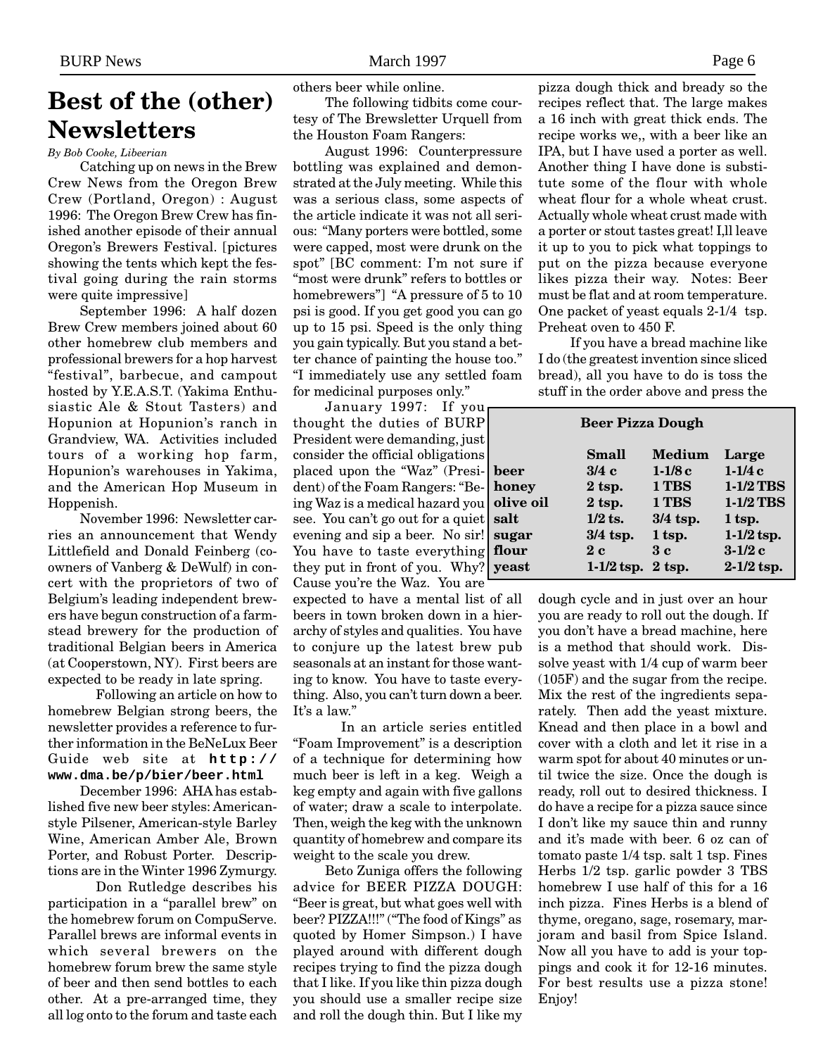# Best of the (other) Newsletters

*By Bob Cooke, Libeerian*

Catching up on news in the Brew Crew News from the Oregon Brew Crew (Portland, Oregon) : August 1996: The Oregon Brew Crew has finished another episode of their annual Oregon's Brewers Festival. [pictures showing the tents which kept the festival going during the rain storms were quite impressive]

September 1996: A half dozen Brew Crew members joined about 60 other homebrew club members and professional brewers for a hop harvest "festival", barbecue, and campout hosted by Y.E.A.S.T. (Yakima Enthusiastic Ale & Stout Tasters) and Hopunion at Hopunion's ranch in Grandview, WA. Activities included tours of a working hop farm, Hopunion's warehouses in Yakima, and the American Hop Museum in Hoppenish.

November 1996: Newsletter carries an announcement that Wendy Littlefield and Donald Feinberg (co-owners of Vanberg & DeWulf) in concert with the proprietors of two of Belgium's leading independent brewers have begun construction of a farmstead brewery for the production of traditional Belgian beers in America (at Cooperstown, NY). First beers are expected to be ready in late spring.

Following an article on how to homebrew Belgian strong beers, the newsletter provides a reference to further information in the BeNeLux Beer Guide web site at **http://www.dma.be/p/bier/beer.html**

December 1996: AHA has established five new beer styles: American-style Pilsener, American-style Barley Wine, American Amber Ale, Brown Porter, and Robust Porter. Descriptions are in the Winter 1996 Zymurgy.

Don Rutledge describes his participation in a "parallel brew" on the homebrew forum on CompuServe. Parallel brews are informal events in which several brewers on the homebrew forum brew the same style of beer and then send bottles to each other. At a pre-arranged time, they all log onto to the forum and taste each others beer while online.

The following tidbits come courtesy of The Brewsletter Urquell from the Houston Foam Rangers:

August 1996: Counterpressure bottling was explained and demonstrated at the July meeting. While this was a serious class, some aspects of the article indicate it was not all serious: "Many porters were bottled, some were capped, most were drunk on the spot" [BC comment: I'm not sure if "most were drunk" refers to bottles or homebrewers"] "A pressure of 5 to 10 psi is good. If you get good you can go up to 15 psi. Speed is the only thing you gain typically. But you stand a better chance of painting the house too." "I immediately use any settled foam for medicinal purposes only."

January 1997: If you thought the duties of BURP President were demanding, just consider the official obligations placed upon the "Waz" (President) of the Foam Rangers: "Being Waz is a medical hazard you see. You can't go out for a quiet evening and sip a beer. No sir! You have to taste everything they put in front of you. Why? Cause you're the Waz. You are expected to have a mental list of all beers in town broken down in a hierarchy of styles and qualities. You have to conjure up the latest brew pub seasonals at an instant for those wanting to know. You have to taste everything. Also, you can't turn down a beer. It's a law."

In an article series entitled "Foam Improvement" is a description of a technique for determining how much beer is left in a keg. Weigh a keg empty and again with five gallons of water; draw a scale to interpolate. Then, weigh the keg with the unknown quantity of homebrew and compare its weight to the scale you drew.

Beto Zuniga offers the following advice for BEER PIZZA DOUGH: "Beer is great, but what goes well with beer? PIZZA!!!" ("The food of Kings" as quoted by Homer Simpson.) I have played around with different dough recipes trying to find the pizza dough that I like. If you like thin pizza dough you should use a smaller recipe size and roll the dough thin. But I like my pizza dough thick and bready so the recipes reflect that. The large makes a 16 inch with great thick ends. The recipe works we,, with a beer like an IPA, but I have used a porter as well. Another thing I have done is substitute some of the flour with whole wheat flour for a whole wheat crust. Actually whole wheat crust made with a porter or stout tastes great! I,ll leave it up to you to pick what toppings to put on the pizza because everyone likes pizza their way. Notes: Beer must be flat and at room temperature. One packet of yeast equals 2-1/4 tsp. Preheat oven to 450 F.

If you have a bread machine like I do (the greatest invention since sliced bread), all you have to do is toss the stuff in the order above and press the dough cycle and in just over an hour you are ready to roll out the dough. If you don't have a bread machine, here is a method that should work. Dissolve yeast with 1/4 cup of warm beer (105F) and the sugar from the recipe. Mix the rest of the ingredients separately. Then add the yeast mixture. Knead and then place in a bowl and cover with a cloth and let it rise in a warm spot for about 40 minutes or until twice the size. Once the dough is ready, roll out to desired thickness. I do have a recipe for a pizza sauce since I don't like my sauce thin and runny and it's made with beer. 6 oz can of tomato paste 1/4 tsp. salt 1 tsp. Fines Herbs 1/2 tsp. garlic powder 3 TBS homebrew I use half of this for a 16 inch pizza. Fines Herbs is a blend of thyme, oregano, sage, rosemary, marjoram and basil from Spice Island. Now all you have to add is your toppings and cook it for 12-16 minutes. For best results use a pizza stone! Enjoy!

**Beer Pizza Dough**

| | Small | Medium | Large |
|---|---|---|---|
| **beer** | 3/4 c | 1-1/8 c | 1-1/4 c |
| **honey** | 2 tsp. | 1 TBS | 1-1/2 TBS |
| **olive oil** | 2 tsp. | 1 TBS | 1-1/2 TBS |
| **salt** | 1/2 ts. | 3/4 tsp. | 1 tsp. |
| **sugar** | 3/4 tsp. | 1 tsp. | 1-1/2 tsp. |
| **flour** | 2 c | 3 c | 3-1/2 c |
| **yeast** | 1-1/2 tsp. | 2 tsp. | 2-1/2 tsp. |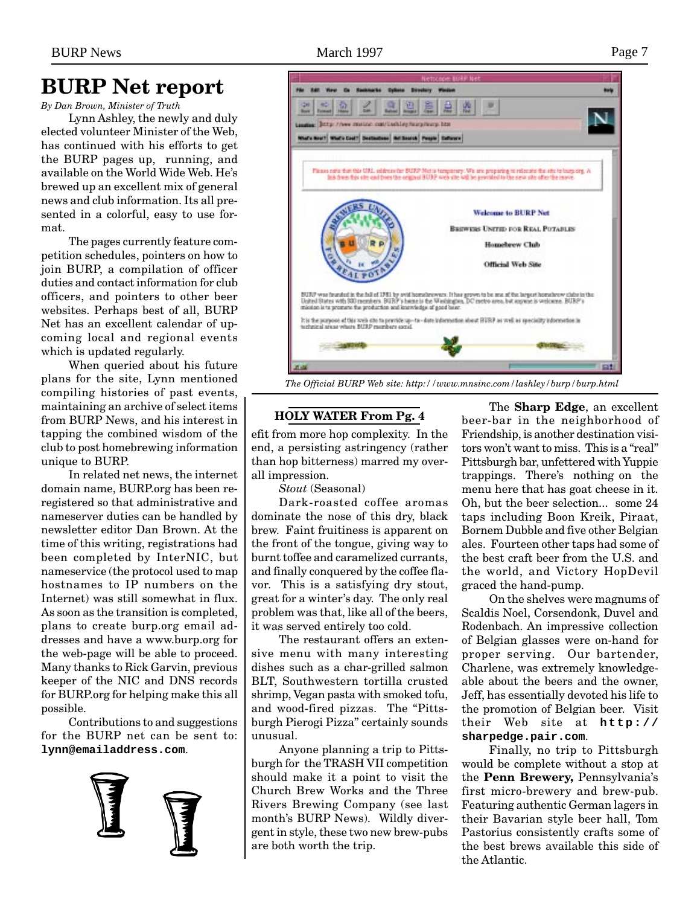# BURP Net report

*By Dan Brown, Minister of Truth*

Lynn Ashley, the newly and duly elected volunteer Minister of the Web, has continued with his efforts to get the BURP pages up, running, and available on the World Wide Web. He's brewed up an excellent mix of general news and club information. Its all presented in a colorful, easy to use format.

The pages currently feature competition schedules, pointers on how to join BURP, a compilation of officer duties and contact information for club officers, and pointers to other beer websites. Perhaps best of all, BURP Net has an excellent calendar of upcoming local and regional events which is updated regularly.

When queried about his future plans for the site, Lynn mentioned compiling histories of past events, maintaining an archive of select items from BURP News, and his interest in tapping the combined wisdom of the club to post homebrewing information unique to BURP.

In related net news, the internet domain name, BURP.org has been reregistered so that administrative and nameserver duties can be handled by newsletter editor Dan Brown. At the time of this writing, registrations had been completed by InterNIC, but nameservice (the protocol used to map hostnames to IP numbers on the Internet) was still somewhat in flux. As soon as the transition is completed, plans to create burp.org email addresses and have a www.burp.org for the web-page will be able to proceed. Many thanks to Rick Garvin, previous keeper of the NIC and DNS records for BURP.org for helping make this all possible.

Contributions to and suggestions for the BURP net can be sent to: **lynn@emailaddress.com**.

*The Official BURP Web site: http://www.mnsinc.com/lashley/burp/burp.html*

## HOLY WATER From Pg. 4

efit from more hop complexity. In the end, a persisting astringency (rather than hop bitterness) marred my overall impression.

*Stout* (Seasonal)

Dark-roasted coffee aromas dominate the nose of this dry, black brew. Faint fruitiness is apparent on the front of the tongue, giving way to burnt toffee and caramelized currants, and finally conquered by the coffee flavor. This is a satisfying dry stout, great for a winter's day. The only real problem was that, like all of the beers, it was served entirely too cold.

The restaurant offers an extensive menu with many interesting dishes such as a char-grilled salmon BLT, Southwestern tortilla crusted shrimp, Vegan pasta with smoked tofu, and wood-fired pizzas. The "Pittsburgh Pierogi Pizza" certainly sounds unusual.

Anyone planning a trip to Pittsburgh for the TRASH VII competition should make it a point to visit the Church Brew Works and the Three Rivers Brewing Company (see last month's BURP News). Wildly divergent in style, these two new brew-pubs are both worth the trip.

The **Sharp Edge**, an excellent beer-bar in the neighborhood of Friendship, is another destination visitors won't want to miss. This is a "real" Pittsburgh bar, unfettered with Yuppie trappings. There's nothing on the menu here that has goat cheese in it. Oh, but the beer selection... some 24 taps including Boon Kreik, Piraat, Bornem Dubble and five other Belgian ales. Fourteen other taps had some of the best craft beer from the U.S. and the world, and Victory HopDevil graced the hand-pump.

On the shelves were magnums of Scaldis Noel, Corsendonk, Duvel and Rodenbach. An impressive collection of Belgian glasses were on-hand for proper serving. Our bartender, Charlene, was extremely knowledgeable about the beers and the owner, Jeff, has essentially devoted his life to the promotion of Belgian beer. Visit their Web site at **http://sharpedge.pair.com**.

Finally, no trip to Pittsburgh would be complete without a stop at the **Penn Brewery,** Pennsylvania's first micro-brewery and brew-pub. Featuring authentic German lagers in their Bavarian style beer hall, Tom Pastorius consistently crafts some of the best brews available this side of the Atlantic.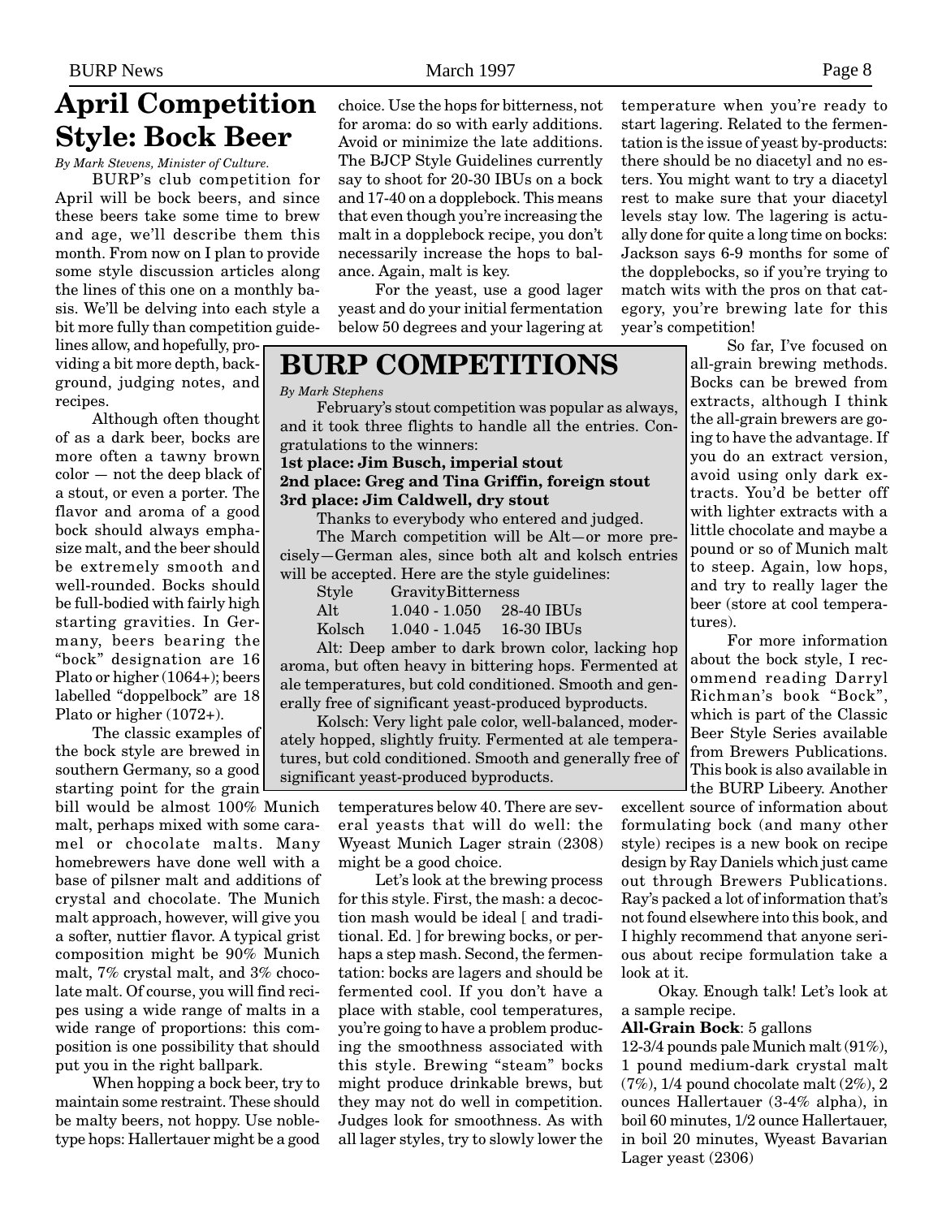# April Competition Style: Bock Beer

*By Mark Stevens, Minister of Culture.*

BURP's club competition for April will be bock beers, and since these beers take some time to brew and age, we'll describe them this month. From now on I plan to provide some style discussion articles along the lines of this one on a monthly basis. We'll be delving into each style a bit more fully than competition guidelines allow, and hopefully, providing a bit more depth, background, judging notes, and recipes.

Although often thought of as a dark beer, bocks are more often a tawny brown color — not the deep black of a stout, or even a porter. The flavor and aroma of a good bock should always emphasize malt, and the beer should be extremely smooth and well-rounded. Bocks should be full-bodied with fairly high starting gravities. In Germany, beers bearing the "bock" designation are 16 Plato or higher (1064+); beers labelled "doppelbock" are 18 Plato or higher (1072+).

The classic examples of the bock style are brewed in southern Germany, so a good starting point for the grain bill would be almost 100% Munich malt, perhaps mixed with some caramel or chocolate malts. Many homebrewers have done well with a base of pilsner malt and additions of crystal and chocolate. The Munich malt approach, however, will give you a softer, nuttier flavor. A typical grist composition might be 90% Munich malt, 7% crystal malt, and 3% chocolate malt. Of course, you will find recipes using a wide range of malts in a wide range of proportions: this composition is one possibility that should put you in the right ballpark.

When hopping a bock beer, try to maintain some restraint. These should be malty beers, not hoppy. Use noble-type hops: Hallertauer might be a good choice. Use the hops for bitterness, not for aroma: do so with early additions. Avoid or minimize the late additions. The BJCP Style Guidelines currently say to shoot for 20-30 IBUs on a bock and 17-40 on a dopplebock. This means that even though you're increasing the malt in a dopplebock recipe, you don't necessarily increase the hops to balance. Again, malt is key.

For the yeast, use a good lager yeast and do your initial fermentation below 50 degrees and your lagering at temperatures below 40. There are several yeasts that will do well: the Wyeast Munich Lager strain (2308) might be a good choice.

Let's look at the brewing process for this style. First, the mash: a decoction mash would be ideal [ and traditional. Ed. ] for brewing bocks, or perhaps a step mash. Second, the fermentation: bocks are lagers and should be fermented cool. If you don't have a place with stable, cool temperatures, you're going to have a problem producing the smoothness associated with this style. Brewing "steam" bocks might produce drinkable brews, but they may not do well in competition. Judges look for smoothness. As with all lager styles, try to slowly lower the temperature when you're ready to start lagering. Related to the fermentation is the issue of yeast by-products: there should be no diacetyl and no esters. You might want to try a diacetyl rest to make sure that your diacetyl levels stay low. The lagering is actually done for quite a long time on bocks: Jackson says 6-9 months for some of the dopplebocks, so if you're trying to match wits with the pros on that category, you're brewing late for this year's competition!

So far, I've focused on all-grain brewing methods. Bocks can be brewed from extracts, although I think the all-grain brewers are going to have the advantage. If you do an extract version, avoid using only dark extracts. You'd be better off with lighter extracts with a little chocolate and maybe a pound or so of Munich malt to steep. Again, low hops, and try to really lager the beer (store at cool temperatures).

For more information about the bock style, I recommend reading Darryl Richman's book "Bock", which is part of the Classic Beer Style Series available from Brewers Publications. This book is also available in the BURP Libeery. Another excellent source of information about formulating bock (and many other style) recipes is a new book on recipe design by Ray Daniels which just came out through Brewers Publications. Ray's packed a lot of information that's not found elsewhere into this book, and I highly recommend that anyone serious about recipe formulation take a look at it.

Okay. Enough talk! Let's look at a sample recipe.

**All-Grain Bock**: 5 gallons
12-3/4 pounds pale Munich malt (91%), 1 pound medium-dark crystal malt (7%), 1/4 pound chocolate malt (2%), 2 ounces Hallertauer (3-4% alpha), in boil 60 minutes, 1/2 ounce Hallertauer, in boil 20 minutes, Wyeast Bavarian Lager yeast (2306)

# BURP COMPETITIONS

*By Mark Stephens*

February's stout competition was popular as always, and it took three flights to handle all the entries. Congratulations to the winners:

**1st place: Jim Busch, imperial stout**
**2nd place: Greg and Tina Griffin, foreign stout**
**3rd place: Jim Caldwell, dry stout**

Thanks to everybody who entered and judged.

The March competition will be Alt—or more precisely—German ales, since both alt and kolsch entries will be accepted. Here are the style guidelines:

| Style | Gravity | Bitterness |
|---|---|---|
| Alt | 1.040 - 1.050 | 28-40 IBUs |
| Kolsch | 1.040 - 1.045 | 16-30 IBUs |

Alt: Deep amber to dark brown color, lacking hop aroma, but often heavy in bittering hops. Fermented at ale temperatures, but cold conditioned. Smooth and generally free of significant yeast-produced byproducts.

Kolsch: Very light pale color, well-balanced, moderately hopped, slightly fruity. Fermented at ale temperatures, but cold conditioned. Smooth and generally free of significant yeast-produced byproducts.